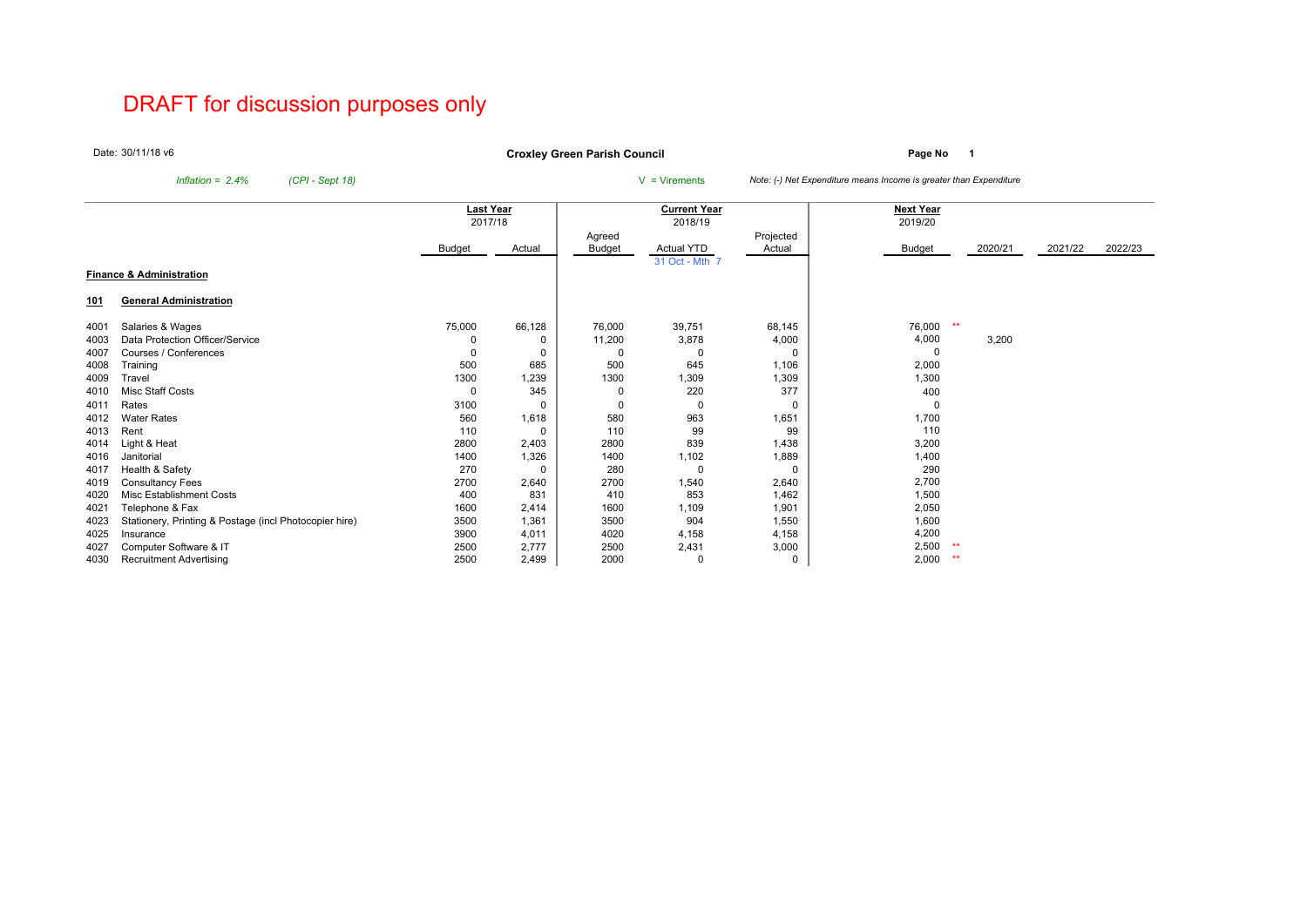# DRAFT for discussion purposes only

Date: 30/11/18 v6

**Croxley Green Parish Council**

*Inflation = 2.4%* *(CPI - Sept 18)*

V = Virements

*Note: (-) Net Expenditure means Income is greater than Expenditure*

| | | **Last Year** 2017/18 | | **Current Year** 2018/19 | | | **Next Year** 2019/20 | | | | |
|---|---|---|---|---|---|---|---|---|---|---|---|
| | | Budget | Actual | Agreed Budget | Actual YTD 31 Oct - Mth 7 | Projected Actual | Budget | | 2020/21 | 2021/22 | 2022/23 |
| **Finance & Administration** | | | | | | | | | | | |
| **101** | **General Administration** | | | | | | | | | | |
| 4001 | Salaries & Wages | 75,000 | 66,128 | 76,000 | 39,751 | 68,145 | 76,000 | ** | | | |
| 4003 | Data Protection Officer/Service | 0 | 0 | 11,200 | 3,878 | 4,000 | 4,000 | | 3,200 | | |
| 4007 | Courses / Conferences | 0 | 0 | 0 | 0 | 0 | 0 | | | | |
| 4008 | Training | 500 | 685 | 500 | 645 | 1,106 | 2,000 | | | | |
| 4009 | Travel | 1300 | 1,239 | 1300 | 1,309 | 1,309 | 1,300 | | | | |
| 4010 | Misc Staff Costs | 0 | 345 | 0 | 220 | 377 | 400 | | | | |
| 4011 | Rates | 3100 | 0 | 0 | 0 | 0 | 0 | | | | |
| 4012 | Water Rates | 560 | 1,618 | 580 | 963 | 1,651 | 1,700 | | | | |
| 4013 | Rent | 110 | 0 | 110 | 99 | 99 | 110 | | | | |
| 4014 | Light & Heat | 2800 | 2,403 | 2800 | 839 | 1,438 | 3,200 | | | | |
| 4016 | Janitorial | 1400 | 1,326 | 1400 | 1,102 | 1,889 | 1,400 | | | | |
| 4017 | Health & Safety | 270 | 0 | 280 | 0 | 0 | 290 | | | | |
| 4019 | Consultancy Fees | 2700 | 2,640 | 2700 | 1,540 | 2,640 | 2,700 | | | | |
| 4020 | Misc Establishment Costs | 400 | 831 | 410 | 853 | 1,462 | 1,500 | | | | |
| 4021 | Telephone & Fax | 1600 | 2,414 | 1600 | 1,109 | 1,901 | 2,050 | | | | |
| 4023 | Stationery, Printing & Postage (incl Photocopier hire) | 3500 | 1,361 | 3500 | 904 | 1,550 | 1,600 | | | | |
| 4025 | Insurance | 3900 | 4,011 | 4020 | 4,158 | 4,158 | 4,200 | | | | |
| 4027 | Computer Software & IT | 2500 | 2,777 | 2500 | 2,431 | 3,000 | 2,500 | ** | | | |
| 4030 | Recruitment Advertising | 2500 | 2,499 | 2000 | 0 | 0 | 2,000 | ** | | | |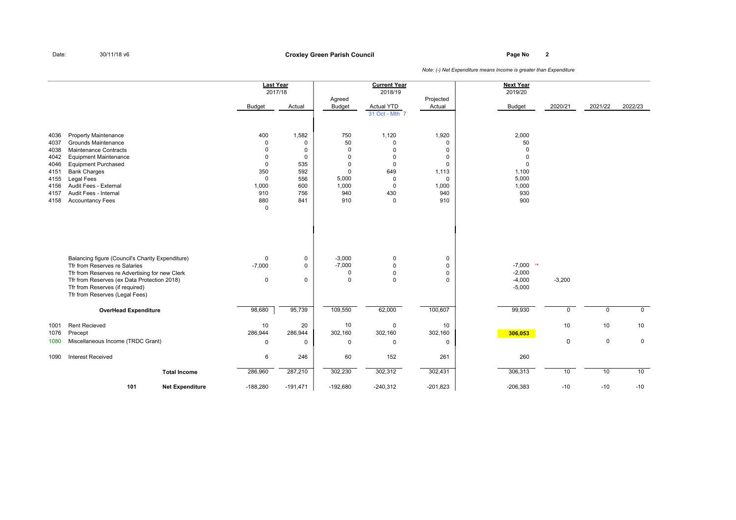Date: 30/11/18 v6

# Croxley Green Parish Council

*Note: (-) Net Expenditure means Income is greater than Expenditure*

| | | Last Year 2017/18 Budget | Last Year 2017/18 Actual | Current Year 2018/19 Agreed Budget | Current Year 2018/19 Actual YTD 31 Oct - Mth 7 | Current Year 2018/19 Projected Actual | Next Year 2019/20 Budget | 2020/21 | 2021/22 | 2022/23 |
|---|---|---|---|---|---|---|---|---|---|---|
| 4036 | Property Maintenance | 400 | 1,582 | 750 | 1,120 | 1,920 | 2,000 | | | |
| 4037 | Grounds Maintenance | 0 | 0 | 50 | 0 | 0 | 50 | | | |
| 4038 | Maintenance Contracts | 0 | 0 | 0 | 0 | 0 | 0 | | | |
| 4042 | Equipment Maintenance | 0 | 0 | 0 | 0 | 0 | 0 | | | |
| 4046 | Equipment Purchased | 0 | 535 | 0 | 0 | 0 | 0 | | | |
| 4151 | Bank Charges | 350 | 592 | 0 | 649 | 1,113 | 1,100 | | | |
| 4155 | Legal Fees | 0 | 556 | 5,000 | 0 | 0 | 5,000 | | | |
| 4156 | Audit Fees - External | 1,000 | 600 | 1,000 | 0 | 1,000 | 1,000 | | | |
| 4157 | Audit Fees - Internal | 910 | 756 | 940 | 430 | 940 | 930 | | | |
| 4158 | Accountancy Fees | 880 | 841 | 910 | 0 | 910 | 900 | | | |
| | | 0 | | | | | | | | |
| | Balancing figure (Council's Charity Expenditure) | 0 | 0 | -3,000 | 0 | 0 | | | | |
| | Tfr from Reserves re Salaries | -7,000 | 0 | -7,000 | 0 | 0 | -7,000 '* | | | |
| | Tfr from Reserves re Advertising for new Clerk | | | 0 | 0 | 0 | -2,000 | | | |
| | Tfr from Reserves (ex Data Protection 2018) | 0 | 0 | 0 | 0 | 0 | -4,000 | -3,200 | | |
| | Tfr from Reserves (if required) | | | | | | -5,000 | | | |
| | Tfr from Reserves (Legal Fees) | | | | | | | | | |
| | **OverHead Expenditure** | 98,680 | 95,739 | 109,550 | 62,000 | 100,607 | 99,930 | 0 | 0 | 0 |
| 1001 | Rent Recieved | 10 | 20 | 10 | 0 | 10 | | 10 | 10 | 10 |
| 1076 | Precept | 286,944 | 286,944 | 302,160 | 302,160 | 302,160 | 306,053 | | | |
| 1080 | Miscellaneous Income (TRDC Grant) | 0 | 0 | 0 | 0 | 0 | | 0 | 0 | 0 |
| 1090 | Interest Received | 6 | 246 | 60 | 152 | 261 | 260 | | | |
| | **Total Income** | 286,960 | 287,210 | 302,230 | 302,312 | 302,431 | 306,313 | 10 | 10 | 10 |
| 101 | **Net Expenditure** | -188,280 | -191,471 | -192,680 | -240,312 | -201,823 | -206,383 | -10 | -10 | -10 |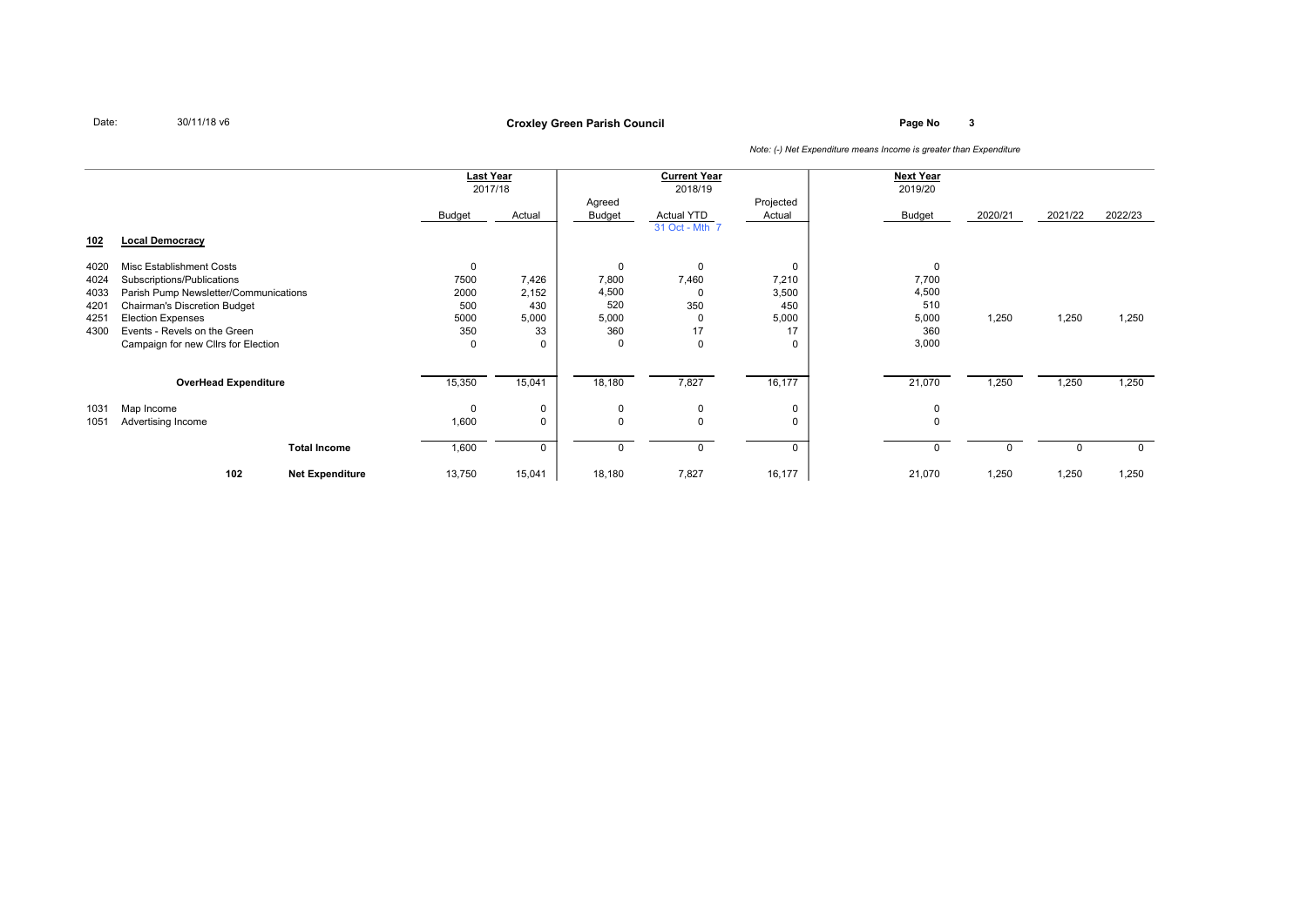Date: 30/11/18 v6

**Croxley Green Parish Council**

*Note: (-) Net Expenditure means Income is greater than Expenditure*

| | | Last Year 2017/18 | | Current Year 2018/19 | | | Next Year 2019/20 | | | |
|---|---|---|---|---|---|---|---|---|---|---|
| | | Budget | Actual | Agreed Budget | Actual YTD 31 Oct - Mth 7 | Projected Actual | Budget | 2020/21 | 2021/22 | 2022/23 |
| **102** | **Local Democracy** | | | | | | | | | |
| 4020 | Misc Establishment Costs | 0 | | 0 | 0 | 0 | 0 | | | |
| 4024 | Subscriptions/Publications | 7500 | 7,426 | 7,800 | 7,460 | 7,210 | 7,700 | | | |
| 4033 | Parish Pump Newsletter/Communications | 2000 | 2,152 | 4,500 | 0 | 3,500 | 4,500 | | | |
| 4201 | Chairman's Discretion Budget | 500 | 430 | 520 | 350 | 450 | 510 | | | |
| 4251 | Election Expenses | 5000 | 5,000 | 5,000 | 0 | 5,000 | 5,000 | 1,250 | 1,250 | 1,250 |
| 4300 | Events - Revels on the Green | 350 | 33 | 360 | 17 | 17 | 360 | | | |
| | Campaign for new Cllrs for Election | 0 | 0 | 0 | 0 | 0 | 3,000 | | | |
| | **OverHead Expenditure** | 15,350 | 15,041 | 18,180 | 7,827 | 16,177 | 21,070 | 1,250 | 1,250 | 1,250 |
| 1031 | Map Income | 0 | 0 | 0 | 0 | 0 | 0 | | | |
| 1051 | Advertising Income | 1,600 | 0 | 0 | 0 | 0 | 0 | | | |
| | **Total Income** | 1,600 | 0 | 0 | 0 | 0 | 0 | 0 | 0 | 0 |
| 102 | **Net Expenditure** | 13,750 | 15,041 | 18,180 | 7,827 | 16,177 | 21,070 | 1,250 | 1,250 | 1,250 |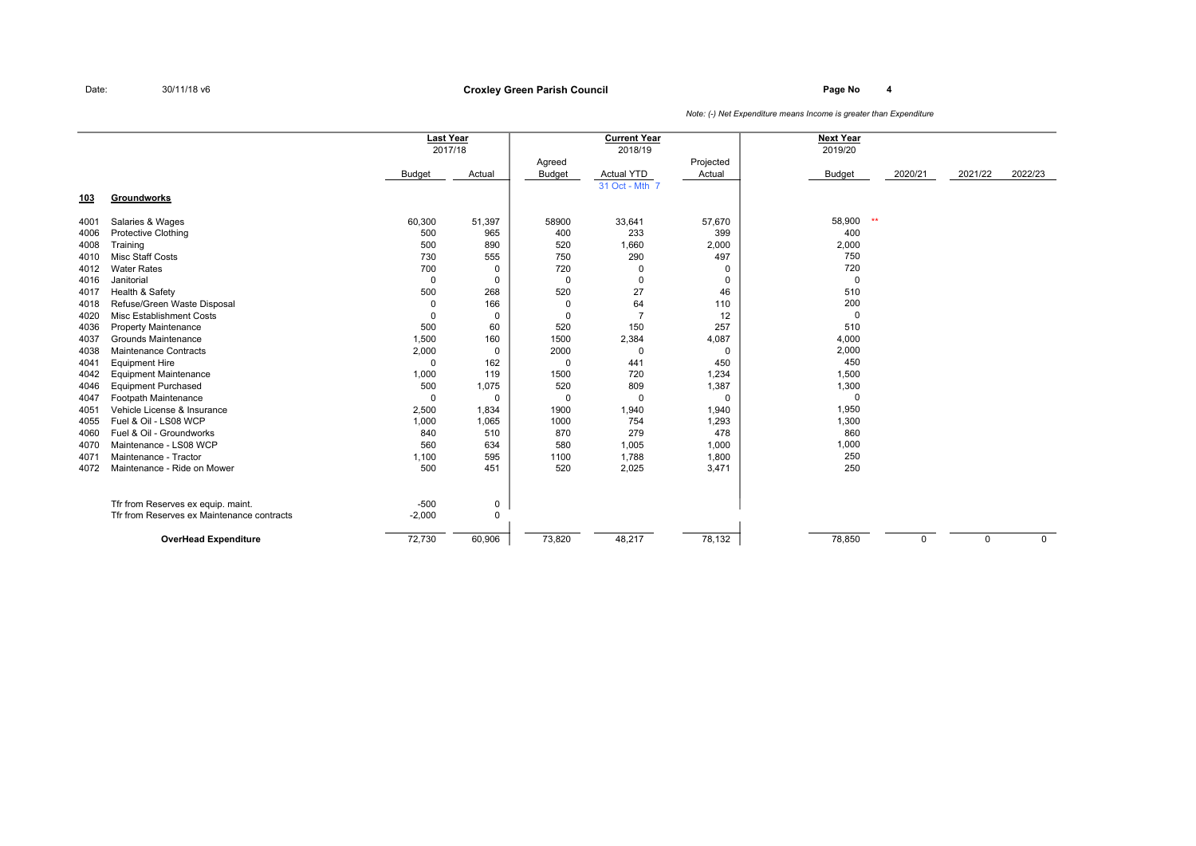Date: 30/11/18 v6

**Croxley Green Parish Council**

*Note: (-) Net Expenditure means Income is greater than Expenditure*

| | | Last Year 2017/18 | | Current Year 2018/19 | | | Next Year 2019/20 | | | |
|---|---|---|---|---|---|---|---|---|---|---|
| | | Budget | Actual | Agreed Budget | Actual YTD 31 Oct - Mth 7 | Projected Actual | Budget | 2020/21 | 2021/22 | 2022/23 |
| **103** | **Groundworks** | | | | | | | | | |
| 4001 | Salaries & Wages | 60,300 | 51,397 | 58900 | 33,641 | 57,670 | 58,900 ** | | | |
| 4006 | Protective Clothing | 500 | 965 | 400 | 233 | 399 | 400 | | | |
| 4008 | Training | 500 | 890 | 520 | 1,660 | 2,000 | 2,000 | | | |
| 4010 | Misc Staff Costs | 730 | 555 | 750 | 290 | 497 | 750 | | | |
| 4012 | Water Rates | 700 | 0 | 720 | 0 | 0 | 720 | | | |
| 4016 | Janitorial | 0 | 0 | 0 | 0 | 0 | 0 | | | |
| 4017 | Health & Safety | 500 | 268 | 520 | 27 | 46 | 510 | | | |
| 4018 | Refuse/Green Waste Disposal | 0 | 166 | 0 | 64 | 110 | 200 | | | |
| 4020 | Misc Establishment Costs | 0 | 0 | 0 | 7 | 12 | 0 | | | |
| 4036 | Property Maintenance | 500 | 60 | 520 | 150 | 257 | 510 | | | |
| 4037 | Grounds Maintenance | 1,500 | 160 | 1500 | 2,384 | 4,087 | 4,000 | | | |
| 4038 | Maintenance Contracts | 2,000 | 0 | 2000 | 0 | 0 | 2,000 | | | |
| 4041 | Equipment Hire | 0 | 162 | 0 | 441 | 450 | 450 | | | |
| 4042 | Equipment Maintenance | 1,000 | 119 | 1500 | 720 | 1,234 | 1,500 | | | |
| 4046 | Equipment Purchased | 500 | 1,075 | 520 | 809 | 1,387 | 1,300 | | | |
| 4047 | Footpath Maintenance | 0 | 0 | 0 | 0 | 0 | 0 | | | |
| 4051 | Vehicle License & Insurance | 2,500 | 1,834 | 1900 | 1,940 | 1,940 | 1,950 | | | |
| 4055 | Fuel & Oil - LS08 WCP | 1,000 | 1,065 | 1000 | 754 | 1,293 | 1,300 | | | |
| 4060 | Fuel & Oil - Groundworks | 840 | 510 | 870 | 279 | 478 | 860 | | | |
| 4070 | Maintenance - LS08 WCP | 560 | 634 | 580 | 1,005 | 1,000 | 1,000 | | | |
| 4071 | Maintenance - Tractor | 1,100 | 595 | 1100 | 1,788 | 1,800 | 250 | | | |
| 4072 | Maintenance - Ride on Mower | 500 | 451 | 520 | 2,025 | 3,471 | 250 | | | |
| | Tfr from Reserves ex equip. maint. | -500 | 0 | | | | | | | |
| | Tfr from Reserves ex Maintenance contracts | -2,000 | 0 | | | | | | | |
| | **OverHead Expenditure** | 72,730 | 60,906 | 73,820 | 48,217 | 78,132 | 78,850 | 0 | 0 | 0 |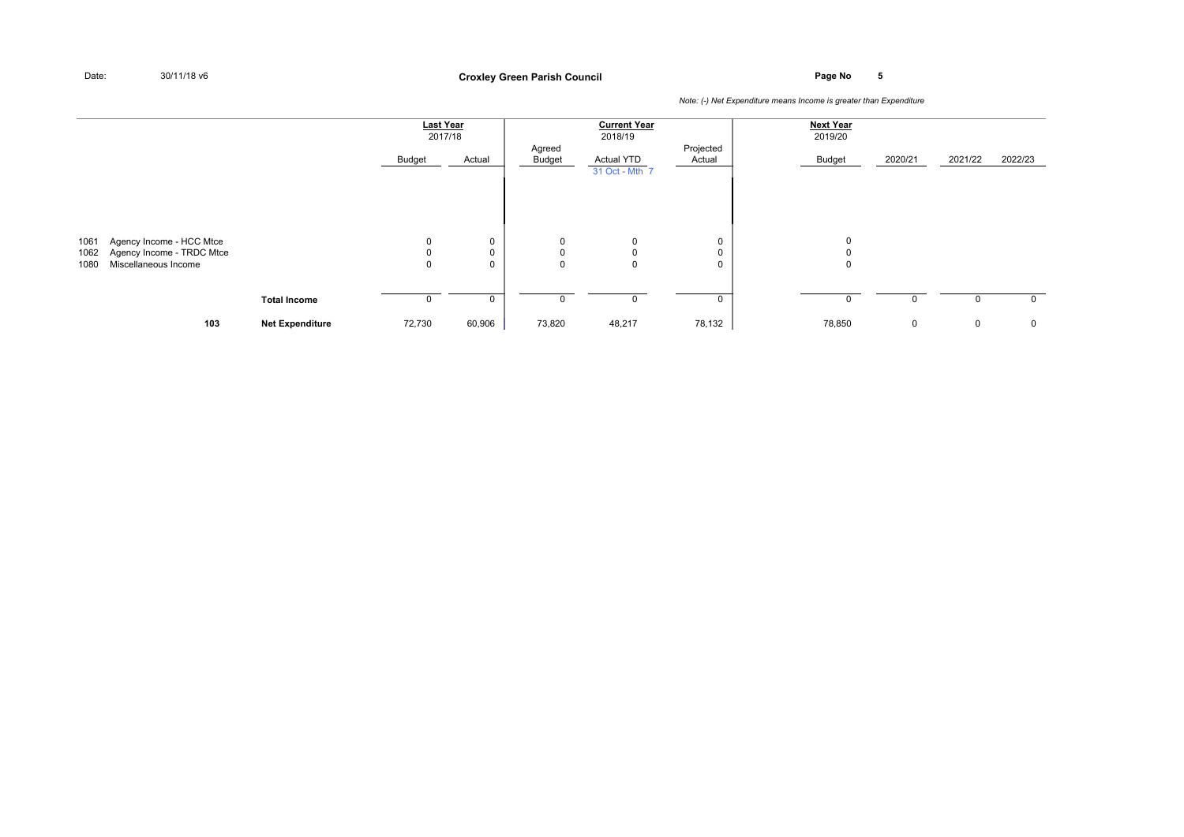*Note: (-) Net Expenditure means Income is greater than Expenditure*

| | | Last Year 2017/18 | | Current Year 2018/19 | | | Next Year 2019/20 | | | |
|---|---|---|---|---|---|---|---|---|---|---|
| | | Budget | Actual | Agreed Budget | Actual YTD 31 Oct - Mth 7 | Projected Actual | Budget | 2020/21 | 2021/22 | 2022/23 |
| 1061 | Agency Income - HCC Mtce | 0 | 0 | 0 | 0 | 0 | 0 | | | |
| 1062 | Agency Income - TRDC Mtce | 0 | 0 | 0 | 0 | 0 | 0 | | | |
| 1080 | Miscellaneous Income | 0 | 0 | 0 | 0 | 0 | 0 | | | |
| | **Total Income** | 0 | 0 | 0 | 0 | 0 | 0 | 0 | 0 | 0 |
| **103** | **Net Expenditure** | 72,730 | 60,906 | 73,820 | 48,217 | 78,132 | 78,850 | 0 | 0 | 0 |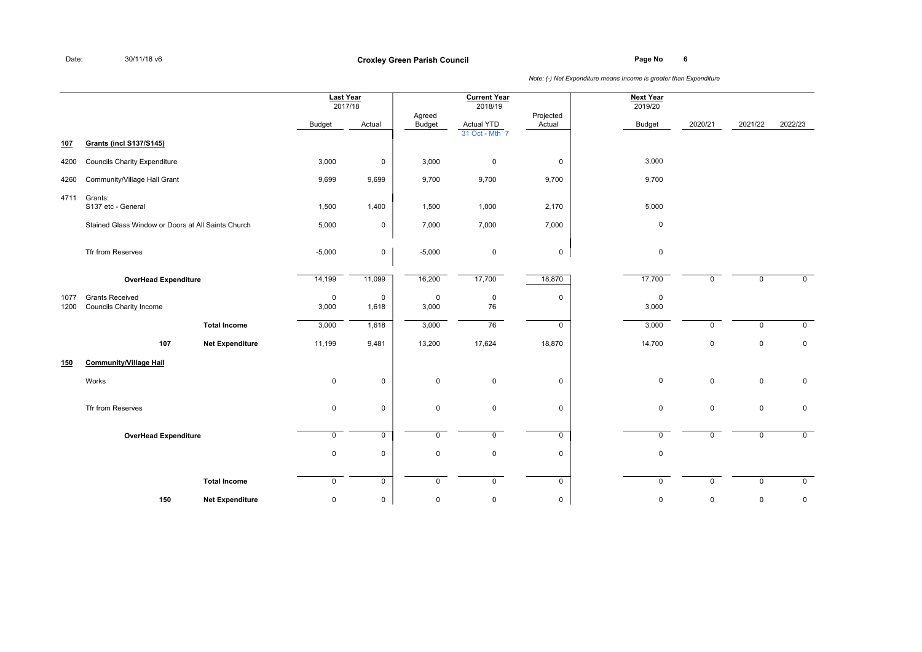**Date:** 30/11/18 v6

## Croxley Green Parish Council

*Note: (-) Net Expenditure means Income is greater than Expenditure*

| | | | Last Year 2017/18 | | Current Year 2018/19 | | | Next Year 2019/20 | | | |
|---|---|---|---|---|---|---|---|---|---|---|---|
| | | | Budget | Actual | Agreed Budget | Actual YTD 31 Oct - Mth 7 | Projected Actual | Budget | 2020/21 | 2021/22 | 2022/23 |
| **107** | **Grants (incl S137/S145)** | | | | | | | | | | |
| 4200 | Councils Charity Expenditure | | 3,000 | 0 | 3,000 | 0 | 0 | 3,000 | | | |
| 4260 | Community/Village Hall Grant | | 9,699 | 9,699 | 9,700 | 9,700 | 9,700 | 9,700 | | | |
| 4711 | Grants: S137 etc - General | | 1,500 | 1,400 | 1,500 | 1,000 | 2,170 | 5,000 | | | |
| | Stained Glass Window or Doors at All Saints Church | | 5,000 | 0 | 7,000 | 7,000 | 7,000 | 0 | | | |
| | Tfr from Reserves | | -5,000 | 0 | -5,000 | 0 | 0 | 0 | | | |
| | **OverHead Expenditure** | | 14,199 | 11,099 | 16,200 | 17,700 | 18,870 | 17,700 | 0 | 0 | 0 |
| 1077 | Grants Received | | 0 | 0 | 0 | 0 | 0 | 0 | | | |
| 1200 | Councils Charity Income | | 3,000 | 1,618 | 3,000 | 76 | | 3,000 | | | |
| | | **Total Income** | 3,000 | 1,618 | 3,000 | 76 | 0 | 3,000 | 0 | 0 | 0 |
| | **107** | **Net Expenditure** | 11,199 | 9,481 | 13,200 | 17,624 | 18,870 | 14,700 | 0 | 0 | 0 |
| **150** | **Community/Village Hall** | | | | | | | | | | |
| | Works | | 0 | 0 | 0 | 0 | 0 | 0 | 0 | 0 | 0 |
| | Tfr from Reserves | | 0 | 0 | 0 | 0 | 0 | 0 | 0 | 0 | 0 |
| | **OverHead Expenditure** | | 0 | 0 | 0 | 0 | 0 | 0 | 0 | 0 | 0 |
| | | | 0 | 0 | 0 | 0 | 0 | 0 | | | |
| | | **Total Income** | 0 | 0 | 0 | 0 | 0 | 0 | 0 | 0 | 0 |
| | **150** | **Net Expenditure** | 0 | 0 | 0 | 0 | 0 | 0 | 0 | 0 | 0 |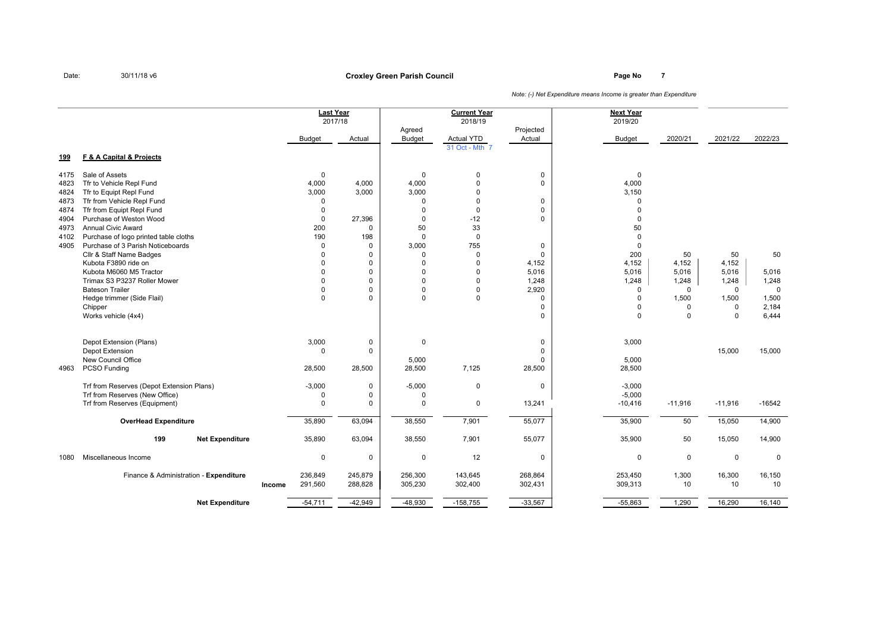Date: 30/11/18 v6

**Croxley Green Parish Council**

*Note: (-) Net Expenditure means Income is greater than Expenditure*

| | | Last Year 2017/18 | | Current Year 2018/19 | | | Next Year 2019/20 | | | |
|---|---|---|---|---|---|---|---|---|---|---|
| | | Budget | Actual | Agreed Budget | Actual YTD 31 Oct - Mth 7 | Projected Actual | Budget | 2020/21 | 2021/22 | 2022/23 |
| **199** | **F & A Capital & Projects** | | | | | | | | | |
| 4175 | Sale of Assets | 0 | | 0 | 0 | 0 | 0 | | | |
| 4823 | Tfr to Vehicle Repl Fund | 4,000 | 4,000 | 4,000 | 0 | 0 | 4,000 | | | |
| 4824 | Tfr to Equipt Repl Fund | 3,000 | 3,000 | 3,000 | 0 | | 3,150 | | | |
| 4873 | Tfr from Vehicle Repl Fund | 0 | | 0 | 0 | 0 | 0 | | | |
| 4874 | Tfr from Equipt Repl Fund | 0 | | 0 | 0 | 0 | 0 | | | |
| 4904 | Purchase of Weston Wood | 0 | 27,396 | 0 | -12 | 0 | 0 | | | |
| 4973 | Annual Civic Award | 200 | 0 | 50 | 33 | | 50 | | | |
| 4102 | Purchase of logo printed table cloths | 190 | 198 | 0 | 0 | | 0 | | | |
| 4905 | Purchase of 3 Parish Noticeboards | 0 | 0 | 3,000 | 755 | 0 | 0 | | | |
| | Cllr & Staff Name Badges | 0 | 0 | 0 | 0 | 0 | 200 | 50 | 50 | 50 |
| | Kubota F3890 ride on | 0 | 0 | 0 | 0 | 4,152 | 4,152 | 4,152 | 4,152 | |
| | Kubota M6060 M5 Tractor | 0 | 0 | 0 | 0 | 5,016 | 5,016 | 5,016 | 5,016 | 5,016 |
| | Trimax S3 P3237 Roller Mower | 0 | 0 | 0 | 0 | 1,248 | 1,248 | 1,248 | 1,248 | 1,248 |
| | Bateson Trailer | 0 | 0 | 0 | 0 | 2,920 | 0 | 0 | 0 | 0 |
| | Hedge trimmer (Side Flail) | 0 | 0 | 0 | 0 | 0 | 0 | 1,500 | 1,500 | 1,500 |
| | Chipper | | | | | 0 | 0 | 0 | 0 | 2,184 |
| | Works vehicle (4x4) | | | | | 0 | 0 | 0 | 0 | 6,444 |
| | Depot Extension (Plans) | 3,000 | 0 | 0 | | 0 | 3,000 | | | |
| | Depot Extension | 0 | 0 | | | 0 | | | 15,000 | 15,000 |
| | New Council Office | | | 5,000 | | 0 | 5,000 | | | |
| 4963 | PCSO Funding | 28,500 | 28,500 | 28,500 | 7,125 | 28,500 | 28,500 | | | |
| | Trf from Reserves (Depot Extension Plans) | -3,000 | 0 | -5,000 | 0 | 0 | -3,000 | | | |
| | Trf from Reserves (New Office) | 0 | 0 | 0 | | | -5,000 | | | |
| | Trf from Reserves (Equipment) | 0 | 0 | 0 | 0 | 13,241 | -10,416 | -11,916 | -11,916 | -16542 |
| | **OverHead Expenditure** | 35,890 | 63,094 | 38,550 | 7,901 | 55,077 | 35,900 | 50 | 15,050 | 14,900 |
| | **199 Net Expenditure** | 35,890 | 63,094 | 38,550 | 7,901 | 55,077 | 35,900 | 50 | 15,050 | 14,900 |
| 1080 | Miscellaneous Income | 0 | 0 | 0 | 12 | 0 | 0 | 0 | 0 | 0 |
| | Finance & Administration - **Expenditure** | 236,849 | 245,879 | 256,300 | 143,645 | 268,864 | 253,450 | 1,300 | 16,300 | 16,150 |
| | **Income** | 291,560 | 288,828 | 305,230 | 302,400 | 302,431 | 309,313 | 10 | 10 | 10 |
| | **Net Expenditure** | -54,711 | -42,949 | -48,930 | -158,755 | -33,567 | -55,863 | 1,290 | 16,290 | 16,140 |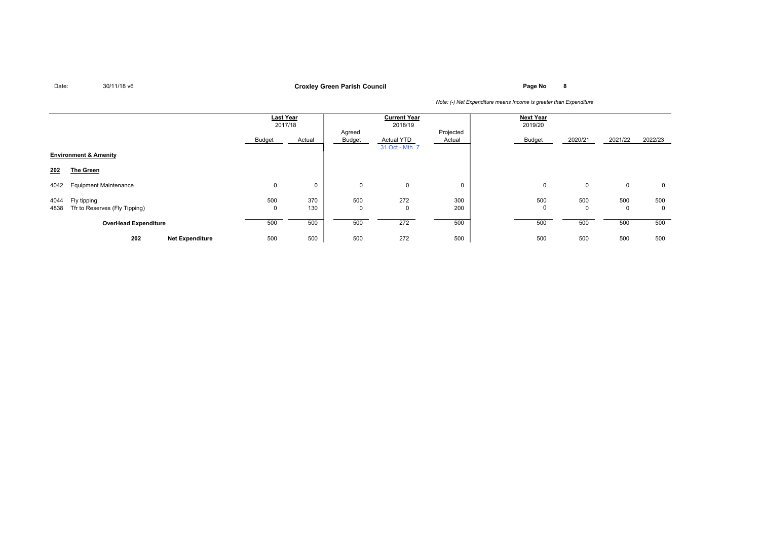Date: 30/11/18 v6

**Croxley Green Parish Council**

*Note: (-) Net Expenditure means Income is greater than Expenditure*

| | | Last Year 2017/18 | | Current Year 2018/19 | | | Next Year 2019/20 | | | |
|---|---|---|---|---|---|---|---|---|---|---|
| | | Budget | Actual | Agreed Budget | Actual YTD 31 Oct - Mth 7 | Projected Actual | Budget | 2020/21 | 2021/22 | 2022/23 |
| **Environment & Amenity** | | | | | | | | | | |
| **202** | **The Green** | | | | | | | | | |
| 4042 | Equipment Maintenance | 0 | 0 | 0 | 0 | 0 | 0 | 0 | 0 | 0 |
| 4044 | Fly tipping | 500 | 370 | 500 | 272 | 300 | 500 | 500 | 500 | 500 |
| 4838 | Tfr to Reserves (Fly Tipping) | 0 | 130 | 0 | 0 | 200 | 0 | 0 | 0 | 0 |
| | **OverHead Expenditure** | 500 | 500 | 500 | 272 | 500 | 500 | 500 | 500 | 500 |
| 202 | **Net Expenditure** | 500 | 500 | 500 | 272 | 500 | 500 | 500 | 500 | 500 |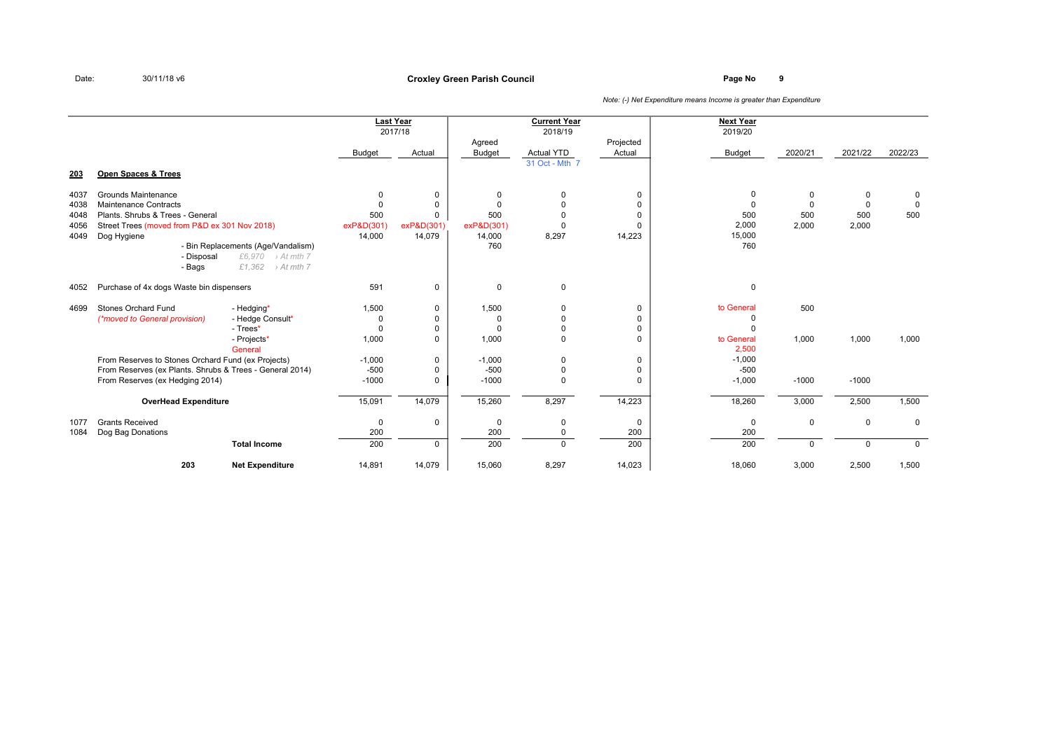Date: 30/11/18 v6

**Croxley Green Parish Council**

*Note: (-) Net Expenditure means Income is greater than Expenditure*

| | | | Last Year 2017/18 | | Current Year 2018/19 | | | Next Year 2019/20 | | | |
|---|---|---|---|---|---|---|---|---|---|---|---|
| | | | Budget | Actual | Agreed Budget | Actual YTD 31 Oct - Mth 7 | Projected Actual | Budget | 2020/21 | 2021/22 | 2022/23 |
| **203** | **Open Spaces & Trees** | | | | | | | | | | |
| 4037 | Grounds Maintenance | | 0 | 0 | 0 | 0 | 0 | 0 | 0 | 0 | 0 |
| 4038 | Maintenance Contracts | | 0 | 0 | 0 | 0 | 0 | 0 | 0 | 0 | 0 |
| 4048 | Plants. Shrubs & Trees - General | | 500 | 0 | 500 | 0 | 0 | 500 | 500 | 500 | 500 |
| 4056 | Street Trees (moved from P&D ex 301 Nov 2018) | | exP&D(301) | exP&D(301) | exP&D(301) | 0 | 0 | 2,000 | 2,000 | 2,000 | |
| 4049 | Dog Hygiene | | 14,000 | 14,079 | 14,000 | 8,297 | 14,223 | 15,000 | | | |
| | | - Bin Replacements (Age/Vandalism) | | | 760 | | | 760 | | | |
| | | - Disposal £6,970 › At mth 7 | | | | | | | | | |
| | | - Bags £1,362 › At mth 7 | | | | | | | | | |
| 4052 | Purchase of 4x dogs Waste bin dispensers | | 591 | 0 | 0 | 0 | | 0 | | | |
| 4699 | Stones Orchard Fund | - Hedging* | 1,500 | 0 | 1,500 | 0 | 0 | to General | 500 | | |
| | *(\*moved to General provision)* | - Hedge Consult* | 0 | 0 | 0 | 0 | 0 | 0 | | | |
| | | - Trees* | 0 | 0 | 0 | 0 | 0 | 0 | | | |
| | | - Projects* | 1,000 | 0 | 1,000 | 0 | 0 | to General | 1,000 | 1,000 | 1,000 |
| | | General | | | | | | 2,500 | | | |
| | From Reserves to Stones Orchard Fund (ex Projects) | | -1,000 | 0 | -1,000 | 0 | 0 | -1,000 | | | |
| | From Reserves (ex Plants. Shrubs & Trees - General 2014) | | -500 | 0 | -500 | 0 | 0 | -500 | | | |
| | From Reserves (ex Hedging 2014) | | -1000 | 0 | -1000 | 0 | 0 | -1,000 | -1000 | -1000 | |
| | **OverHead Expenditure** | | 15,091 | 14,079 | 15,260 | 8,297 | 14,223 | 18,260 | 3,000 | 2,500 | 1,500 |
| 1077 | Grants Received | | 0 | 0 | 0 | 0 | 0 | 0 | 0 | 0 | 0 |
| 1084 | Dog Bag Donations | | 200 | | 200 | 0 | 200 | 200 | | | |
| | | **Total Income** | 200 | 0 | 200 | 0 | 200 | 200 | 0 | 0 | 0 |
| | 203 | **Net Expenditure** | 14,891 | 14,079 | 15,060 | 8,297 | 14,023 | 18,060 | 3,000 | 2,500 | 1,500 |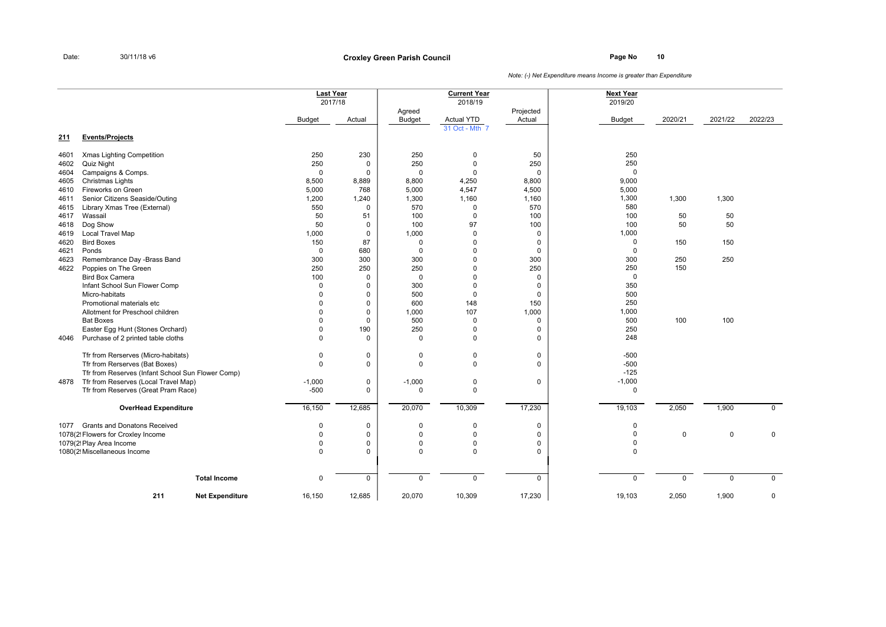Date: 30/11/18 v6

**Croxley Green Parish Council**

*Note: (-) Net Expenditure means Income is greater than Expenditure*

| | | Last Year 2017/18 | | Current Year 2018/19 | | | Next Year 2019/20 | | | |
|---|---|---|---|---|---|---|---|---|---|---|
| | | Budget | Actual | Agreed Budget | Actual YTD 31 Oct - Mth 7 | Projected Actual | Budget | 2020/21 | 2021/22 | 2022/23 |
| **211** | **Events/Projects** | | | | | | | | | |
| 4601 | Xmas Lighting Competition | 250 | 230 | 250 | 0 | 50 | 250 | | | |
| 4602 | Quiz Night | 250 | 0 | 250 | 0 | 250 | 250 | | | |
| 4604 | Campaigns & Comps. | 0 | 0 | 0 | 0 | 0 | 0 | | | |
| 4605 | Christmas Lights | 8,500 | 8,889 | 8,800 | 4,250 | 8,800 | 9,000 | | | |
| 4610 | Fireworks on Green | 5,000 | 768 | 5,000 | 4,547 | 4,500 | 5,000 | | | |
| 4611 | Senior Citizens Seaside/Outing | 1,200 | 1,240 | 1,300 | 1,160 | 1,160 | 1,300 | 1,300 | 1,300 | |
| 4615 | Library Xmas Tree (External) | 550 | 0 | 570 | 0 | 570 | 580 | | | |
| 4617 | Wassail | 50 | 51 | 100 | 0 | 100 | 100 | 50 | 50 | |
| 4618 | Dog Show | 50 | 0 | 100 | 97 | 100 | 100 | 50 | 50 | |
| 4619 | Local Travel Map | 1,000 | 0 | 1,000 | 0 | 0 | 1,000 | | | |
| 4620 | Bird Boxes | 150 | 87 | 0 | 0 | 0 | 0 | 150 | 150 | |
| 4621 | Ponds | 0 | 680 | 0 | 0 | 0 | 0 | | | |
| 4623 | Remembrance Day -Brass Band | 300 | 300 | 300 | 0 | 300 | 300 | 250 | 250 | |
| 4622 | Poppies on The Green | 250 | 250 | 250 | 0 | 250 | 250 | 150 | | |
| | Bird Box Camera | 100 | 0 | 0 | 0 | 0 | 0 | | | |
| | Infant School Sun Flower Comp | 0 | 0 | 300 | 0 | 0 | 350 | | | |
| | Micro-habitats | 0 | 0 | 500 | 0 | 0 | 500 | | | |
| | Promotional materials etc | 0 | 0 | 600 | 148 | 150 | 250 | | | |
| | Allotment for Preschool children | 0 | 0 | 1,000 | 107 | 1,000 | 1,000 | | | |
| | Bat Boxes | 0 | 0 | 500 | 0 | 0 | 500 | 100 | 100 | |
| | Easter Egg Hunt (Stones Orchard) | 0 | 190 | 250 | 0 | 0 | 250 | | | |
| 4046 | Purchase of 2 printed table cloths | 0 | 0 | 0 | 0 | 0 | 248 | | | |
| | Tfr from Rerserves (Micro-habitats) | 0 | 0 | 0 | 0 | 0 | -500 | | | |
| | Tfr from Rerserves (Bat Boxes) | 0 | 0 | 0 | 0 | 0 | -500 | | | |
| | Tfr from Reserves (Infant School Sun Flower Comp) | | | | | | -125 | | | |
| 4878 | Tfr from Reserves (Local Travel Map) | -1,000 | 0 | -1,000 | 0 | 0 | -1,000 | | | |
| | Tfr from Reserves (Great Pram Race) | -500 | 0 | 0 | 0 | | 0 | | | |
| | **OverHead Expenditure** | 16,150 | 12,685 | 20,070 | 10,309 | 17,230 | 19,103 | 2,050 | 1,900 | 0 |
| 1077 | Grants and Donatons Received | 0 | 0 | 0 | 0 | 0 | 0 | | | |
| 1078(2! | Flowers for Croxley Income | 0 | 0 | 0 | 0 | 0 | 0 | 0 | 0 | 0 |
| 1079(2! | Play Area Income | 0 | 0 | 0 | 0 | 0 | 0 | | | |
| 1080(2! | Miscellaneous Income | 0 | 0 | 0 | 0 | 0 | 0 | | | |
| | **Total Income** | 0 | 0 | 0 | 0 | 0 | 0 | 0 | 0 | 0 |
| **211** | **Net Expenditure** | 16,150 | 12,685 | 20,070 | 10,309 | 17,230 | 19,103 | 2,050 | 1,900 | 0 |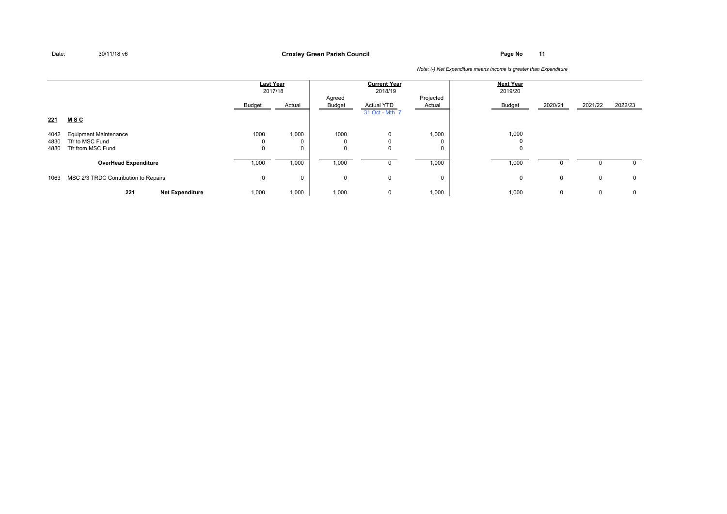Date: 30/11/18 v6

**Croxley Green Parish Council**

*Note: (-) Net Expenditure means Income is greater than Expenditure*

| | | Last Year 2017/18 | | Current Year 2018/19 | | | Next Year 2019/20 | | | |
|---|---|---|---|---|---|---|---|---|---|---|
| | | Budget | Actual | Agreed Budget | Actual YTD 31 Oct - Mth 7 | Projected Actual | Budget | 2020/21 | 2021/22 | 2022/23 |
| **221** | **M S C** | | | | | | | | | |
| 4042 | Equipment Maintenance | 1000 | 1,000 | 1000 | 0 | 1,000 | 1,000 | | | |
| 4830 | Tfr to MSC Fund | 0 | 0 | 0 | 0 | 0 | 0 | | | |
| 4880 | Tfr from MSC Fund | 0 | 0 | 0 | 0 | 0 | 0 | | | |
| | **OverHead Expenditure** | 1,000 | 1,000 | 1,000 | 0 | 1,000 | 1,000 | 0 | 0 | 0 |
| 1063 | MSC 2/3 TRDC Contribution to Repairs | 0 | 0 | 0 | 0 | 0 | 0 | 0 | 0 | 0 |
| | **221 Net Expenditure** | 1,000 | 1,000 | 1,000 | 0 | 1,000 | 1,000 | 0 | 0 | 0 |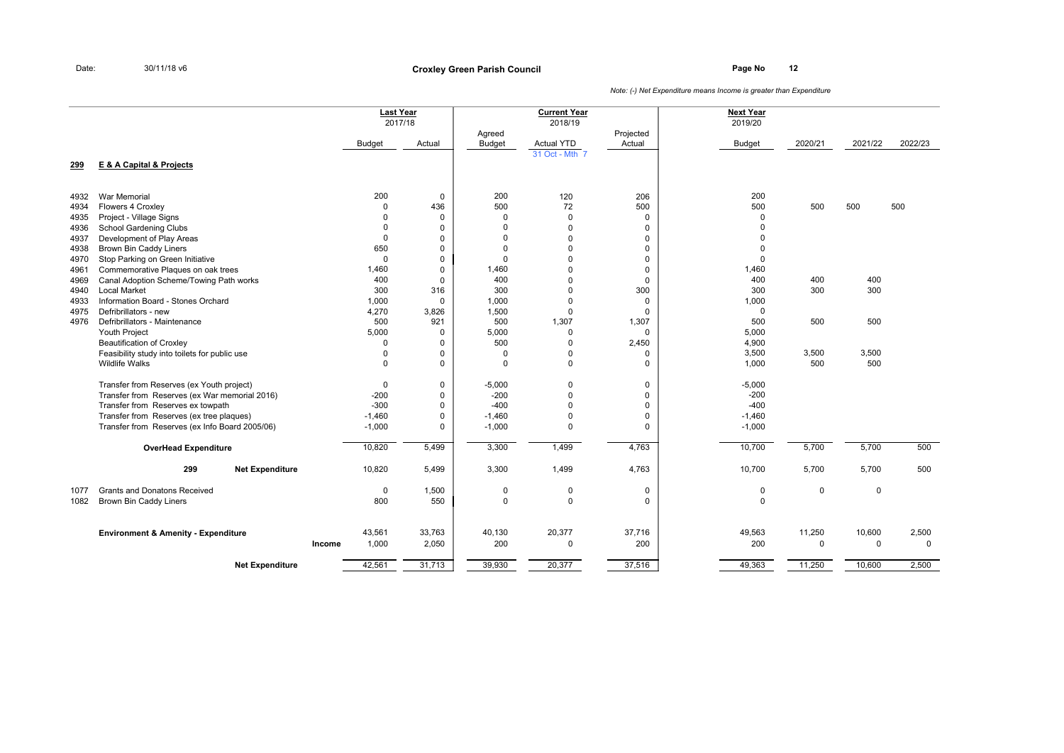Date: 30/11/18 v6

**Croxley Green Parish Council**

Page No 12

*Note: (-) Net Expenditure means Income is greater than Expenditure*

| | | Last Year 2017/18 | | Current Year 2018/19 | | | Next Year 2019/20 | | | |
|---|---|---|---|---|---|---|---|---|---|---|
| | | Budget | Actual | Agreed Budget | Actual YTD 31 Oct - Mth 7 | Projected Actual | Budget | 2020/21 | 2021/22 | 2022/23 |
| **299** | **E & A Capital & Projects** | | | | | | | | | |
| 4932 | War Memorial | 200 | 0 | 200 | 120 | 206 | 200 | | | |
| 4934 | Flowers 4 Croxley | 0 | 436 | 500 | 72 | 500 | 500 | 500 | 500 | 500 |
| 4935 | Project - Village Signs | 0 | 0 | 0 | 0 | 0 | 0 | | | |
| 4936 | School Gardening Clubs | 0 | 0 | 0 | 0 | 0 | 0 | | | |
| 4937 | Development of Play Areas | 0 | 0 | 0 | 0 | 0 | 0 | | | |
| 4938 | Brown Bin Caddy Liners | 650 | 0 | 0 | 0 | 0 | 0 | | | |
| 4970 | Stop Parking on Green Initiative | 0 | 0 | 0 | 0 | 0 | 0 | | | |
| 4961 | Commemorative Plaques on oak trees | 1,460 | 0 | 1,460 | 0 | 0 | 1,460 | | | |
| 4969 | Canal Adoption Scheme/Towing Path works | 400 | 0 | 400 | 0 | 0 | 400 | 400 | 400 | |
| 4940 | Local Market | 300 | 316 | 300 | 0 | 300 | 300 | 300 | 300 | |
| 4933 | Information Board - Stones Orchard | 1,000 | 0 | 1,000 | 0 | 0 | 1,000 | | | |
| 4975 | Defribrillators - new | 4,270 | 3,826 | 1,500 | 0 | 0 | 0 | | | |
| 4976 | Defribrillators - Maintenance | 500 | 921 | 500 | 1,307 | 1,307 | 500 | 500 | 500 | |
| | Youth Project | 5,000 | 0 | 5,000 | 0 | 0 | 5,000 | | | |
| | Beautification of Croxley | 0 | 0 | 500 | 0 | 2,450 | 4,900 | | | |
| | Feasibility study into toilets for public use | 0 | 0 | 0 | 0 | 0 | 3,500 | 3,500 | 3,500 | |
| | Wildlife Walks | 0 | 0 | 0 | 0 | 0 | 1,000 | 500 | 500 | |
| | Transfer from Reserves (ex Youth project) | 0 | 0 | -5,000 | 0 | 0 | -5,000 | | | |
| | Transfer from Reserves (ex War memorial 2016) | -200 | 0 | -200 | 0 | 0 | -200 | | | |
| | Transfer from Reserves ex towpath | -300 | 0 | -400 | 0 | 0 | -400 | | | |
| | Transfer from Reserves (ex tree plaques) | -1,460 | 0 | -1,460 | 0 | 0 | -1,460 | | | |
| | Transfer from Reserves (ex Info Board 2005/06) | -1,000 | 0 | -1,000 | 0 | 0 | -1,000 | | | |
| | **OverHead Expenditure** | 10,820 | 5,499 | 3,300 | 1,499 | 4,763 | 10,700 | 5,700 | 5,700 | 500 |
| | **299 Net Expenditure** | 10,820 | 5,499 | 3,300 | 1,499 | 4,763 | 10,700 | 5,700 | 5,700 | 500 |
| 1077 | Grants and Donatons Received | 0 | 1,500 | 0 | 0 | 0 | 0 | 0 | 0 | |
| 1082 | Brown Bin Caddy Liners | 800 | 550 | 0 | 0 | 0 | 0 | | | |
| | **Environment & Amenity - Expenditure** | 43,561 | 33,763 | 40,130 | 20,377 | 37,716 | 49,563 | 11,250 | 10,600 | 2,500 |
| | **Income** | 1,000 | 2,050 | 200 | 0 | 200 | 200 | 0 | 0 | 0 |
| | **Net Expenditure** | 42,561 | 31,713 | 39,930 | 20,377 | 37,516 | 49,363 | 11,250 | 10,600 | 2,500 |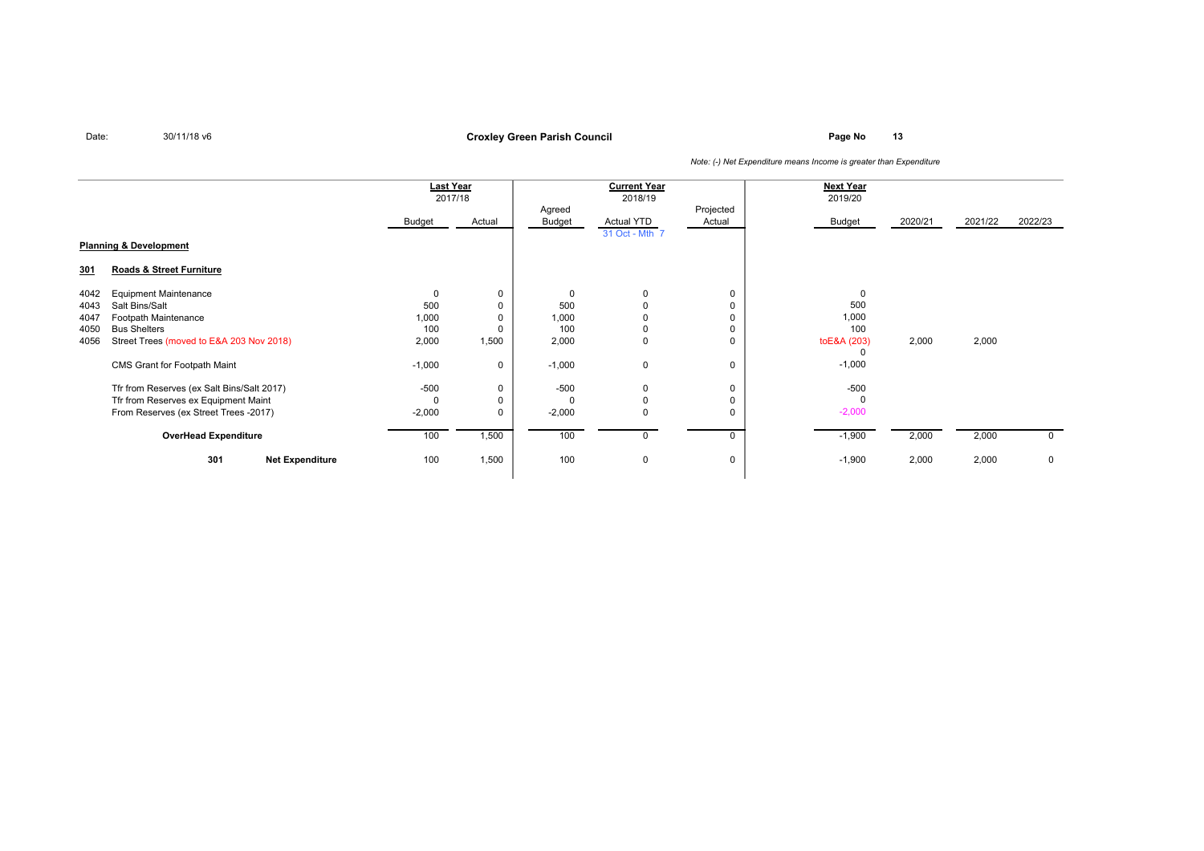Date: 30/11/18 v6

**Croxley Green Parish Council**

*Note: (-) Net Expenditure means Income is greater than Expenditure*

| | | Last Year 2017/18 | | Current Year 2018/19 | | | Next Year 2019/20 | | | |
|---|---|---|---|---|---|---|---|---|---|---|
| | | Budget | Actual | Agreed Budget | Actual YTD 31 Oct - Mth 7 | Projected Actual | Budget | 2020/21 | 2021/22 | 2022/23 |
| **Planning & Development** | | | | | | | | | | |
| **301** | **Roads & Street Furniture** | | | | | | | | | |
| 4042 | Equipment Maintenance | 0 | 0 | 0 | 0 | 0 | 0 | | | |
| 4043 | Salt Bins/Salt | 500 | 0 | 500 | 0 | 0 | 500 | | | |
| 4047 | Footpath Maintenance | 1,000 | 0 | 1,000 | 0 | 0 | 1,000 | | | |
| 4050 | Bus Shelters | 100 | 0 | 100 | 0 | 0 | 100 | | | |
| 4056 | Street Trees (moved to E&A 203 Nov 2018) | 2,000 | 1,500 | 2,000 | 0 | 0 | toE&A (203) 0 | 2,000 | 2,000 | |
| | CMS Grant for Footpath Maint | -1,000 | 0 | -1,000 | 0 | 0 | -1,000 | | | |
| | Tfr from Reserves (ex Salt Bins/Salt 2017) | -500 | 0 | -500 | 0 | 0 | -500 | | | |
| | Tfr from Reserves ex Equipment Maint | 0 | 0 | 0 | 0 | 0 | 0 | | | |
| | From Reserves (ex Street Trees -2017) | -2,000 | 0 | -2,000 | 0 | 0 | -2,000 | | | |
| | **OverHead Expenditure** | 100 | 1,500 | 100 | 0 | 0 | -1,900 | 2,000 | 2,000 | 0 |
| **301** | **Net Expenditure** | 100 | 1,500 | 100 | 0 | 0 | -1,900 | 2,000 | 2,000 | 0 |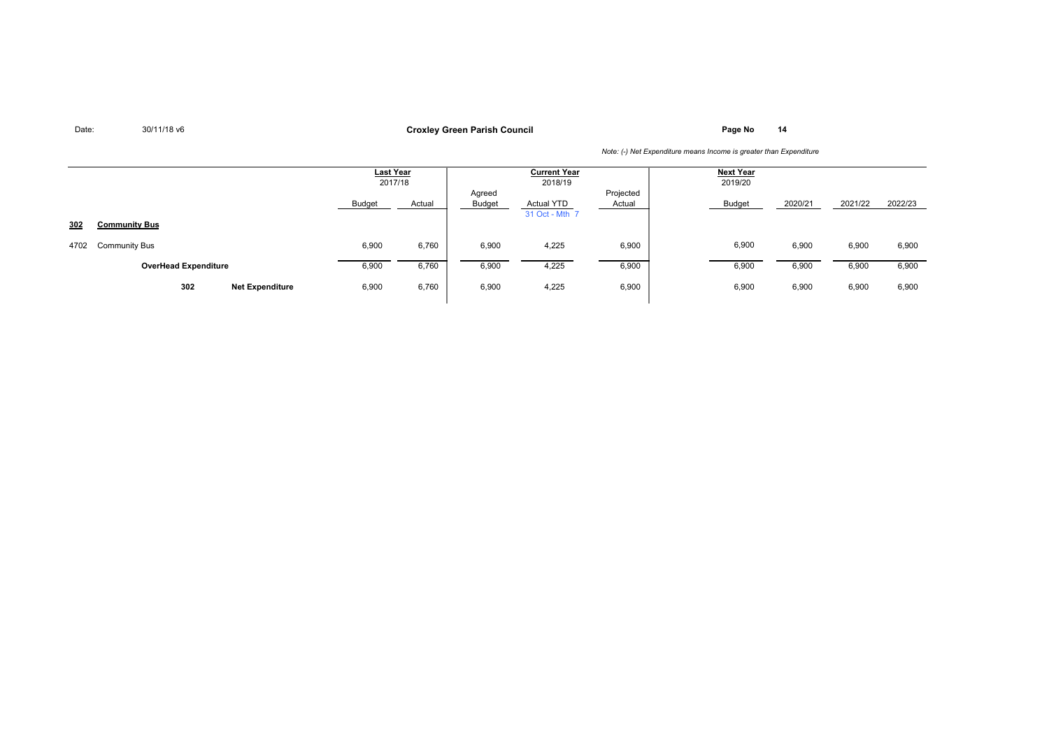Date: 30/11/18 v6

**Croxley Green Parish Council**

*Note: (-) Net Expenditure means Income is greater than Expenditure*

| | | Last Year 2017/18 | | Current Year 2018/19 | | | Next Year 2019/20 | | | |
|---|---|---|---|---|---|---|---|---|---|---|
| | | Budget | Actual | Agreed Budget | Actual YTD 31 Oct - Mth 7 | Projected Actual | Budget | 2020/21 | 2021/22 | 2022/23 |
| **302** | **Community Bus** | | | | | | | | | |
| 4702 | Community Bus | 6,900 | 6,760 | 6,900 | 4,225 | 6,900 | 6,900 | 6,900 | 6,900 | 6,900 |
| | **OverHead Expenditure** | 6,900 | 6,760 | 6,900 | 4,225 | 6,900 | 6,900 | 6,900 | 6,900 | 6,900 |
| **302** | **Net Expenditure** | 6,900 | 6,760 | 6,900 | 4,225 | 6,900 | 6,900 | 6,900 | 6,900 | 6,900 |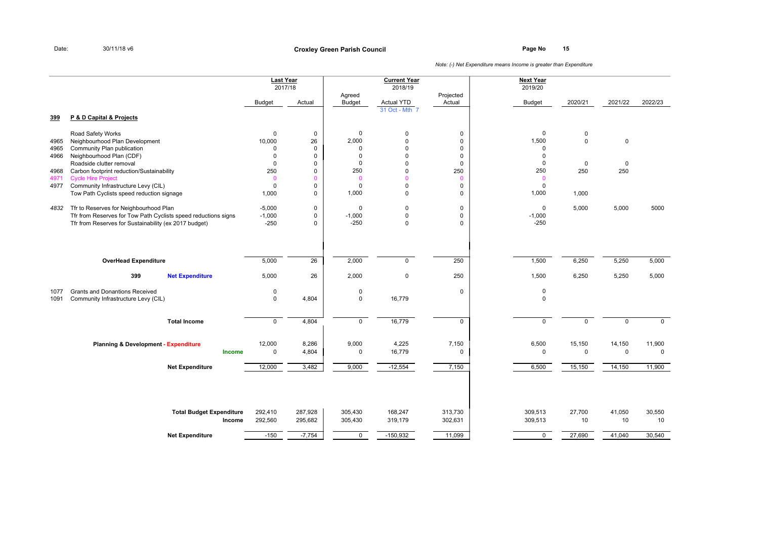Date: 30/11/18 v6

# Croxley Green Parish Council

*Note: (-) Net Expenditure means Income is greater than Expenditure*

| | | Last Year 2017/18 | | Current Year 2018/19 | | | Next Year 2019/20 | | | |
|---|---|---|---|---|---|---|---|---|---|---|
| | | Budget | Actual | Agreed Budget | Actual YTD 31 Oct - Mth 7 | Projected Actual | Budget | 2020/21 | 2021/22 | 2022/23 |
| **399** | **P & D Capital & Projects** | | | | | | | | | |
| | Road Safety Works | 0 | 0 | 0 | 0 | 0 | 0 | 0 | | |
| 4965 | Neighbourhood Plan Development | 10,000 | 26 | 2,000 | 0 | 0 | 1,500 | 0 | 0 | |
| 4965 | Community Plan publication | 0 | 0 | 0 | 0 | 0 | 0 | | | |
| 4966 | Neighbourhood Plan (CDF) | 0 | 0 | 0 | 0 | 0 | 0 | | | |
| | Roadside clutter removal | 0 | 0 | 0 | 0 | 0 | 0 | 0 | 0 | |
| 4968 | Carbon footprint reduction/Sustainability | 250 | 0 | 250 | 0 | 250 | 250 | 250 | 250 | |
| 4971 | Cycle Hire Project | 0 | 0 | 0 | 0 | 0 | 0 | | | |
| 4977 | Community Infrastructure Levy (CIL) | 0 | 0 | 0 | 0 | 0 | 0 | | | |
| | Tow Path Cyclists speed reduction signage | 1,000 | 0 | 1,000 | 0 | 0 | 1,000 | 1,000 | | |
| 4832 | Tfr to Reserves for Neighbourhood Plan | -5,000 | 0 | 0 | 0 | 0 | 0 | 5,000 | 5,000 | 5000 |
| | Tfr from Reserves for Tow Path Cyclists speed reductions signs | -1,000 | 0 | -1,000 | 0 | 0 | -1,000 | | | |
| | Tfr from Reserves for Sustainability (ex 2017 budget) | -250 | 0 | -250 | 0 | 0 | -250 | | | |
| | **OverHead Expenditure** | 5,000 | 26 | 2,000 | 0 | 250 | 1,500 | 6,250 | 5,250 | 5,000 |
| | **399 Net Expenditure** | 5,000 | 26 | 2,000 | 0 | 250 | 1,500 | 6,250 | 5,250 | 5,000 |
| 1077 | Grants and Donantions Received | 0 | | 0 | | 0 | 0 | | | |
| 1091 | Community Infrastructure Levy (CIL) | 0 | 4,804 | 0 | 16,779 | | 0 | | | |
| | **Total Income** | 0 | 4,804 | 0 | 16,779 | 0 | 0 | 0 | 0 | 0 |
| | **Planning & Development - Expenditure** | 12,000 | 8,286 | 9,000 | 4,225 | 7,150 | 6,500 | 15,150 | 14,150 | 11,900 |
| | **Income** | 0 | 4,804 | 0 | 16,779 | 0 | 0 | 0 | 0 | 0 |
| | **Net Expenditure** | 12,000 | 3,482 | 9,000 | -12,554 | 7,150 | 6,500 | 15,150 | 14,150 | 11,900 |
| | **Total Budget Expenditure** | 292,410 | 287,928 | 305,430 | 168,247 | 313,730 | 309,513 | 27,700 | 41,050 | 30,550 |
| | **Income** | 292,560 | 295,682 | 305,430 | 319,179 | 302,631 | 309,513 | 10 | 10 | 10 |
| | **Net Expenditure** | -150 | -7,754 | 0 | -150,932 | 11,099 | 0 | 27,690 | 41,040 | 30,540 |